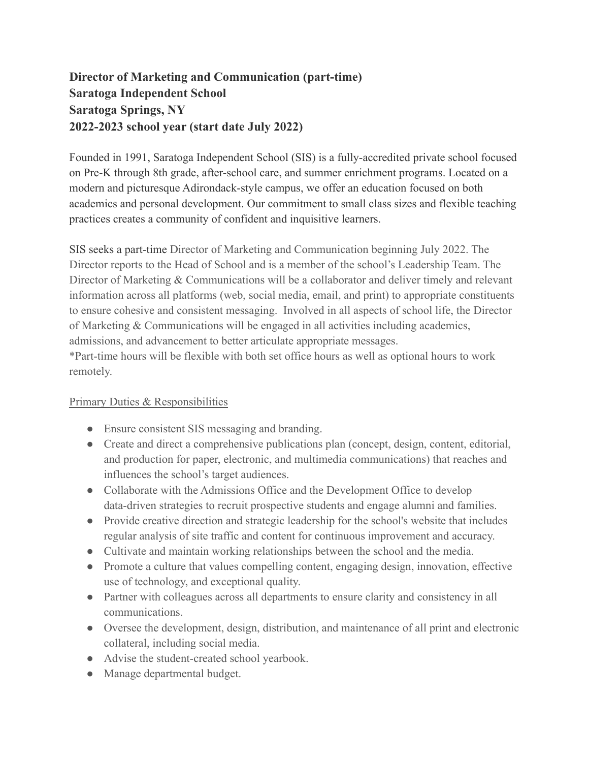**Director of Marketing and Communication (part-time)**
**Saratoga Independent School**
**Saratoga Springs, NY**
**2022-2023 school year (start date July 2022)**

Founded in 1991, Saratoga Independent School (SIS) is a fully-accredited private school focused on Pre-K through 8th grade, after-school care, and summer enrichment programs. Located on a modern and picturesque Adirondack-style campus, we offer an education focused on both academics and personal development. Our commitment to small class sizes and flexible teaching practices creates a community of confident and inquisitive learners.

SIS seeks a part-time Director of Marketing and Communication beginning July 2022. The Director reports to the Head of School and is a member of the school's Leadership Team. The Director of Marketing & Communications will be a collaborator and deliver timely and relevant information across all platforms (web, social media, email, and print) to appropriate constituents to ensure cohesive and consistent messaging. Involved in all aspects of school life, the Director of Marketing & Communications will be engaged in all activities including academics, admissions, and advancement to better articulate appropriate messages.
*Part-time hours will be flexible with both set office hours as well as optional hours to work remotely.

<u>Primary Duties & Responsibilities</u>

- Ensure consistent SIS messaging and branding.
- Create and direct a comprehensive publications plan (concept, design, content, editorial, and production for paper, electronic, and multimedia communications) that reaches and influences the school's target audiences.
- Collaborate with the Admissions Office and the Development Office to develop data-driven strategies to recruit prospective students and engage alumni and families.
- Provide creative direction and strategic leadership for the school's website that includes regular analysis of site traffic and content for continuous improvement and accuracy.
- Cultivate and maintain working relationships between the school and the media.
- Promote a culture that values compelling content, engaging design, innovation, effective use of technology, and exceptional quality.
- Partner with colleagues across all departments to ensure clarity and consistency in all communications.
- Oversee the development, design, distribution, and maintenance of all print and electronic collateral, including social media.
- Advise the student-created school yearbook.
- Manage departmental budget.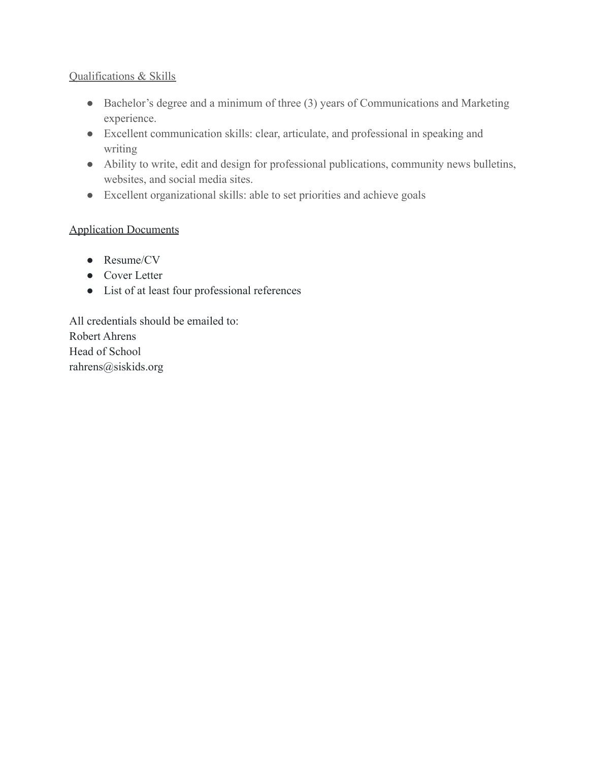Qualifications & Skills

- Bachelor's degree and a minimum of three (3) years of Communications and Marketing experience.
- Excellent communication skills: clear, articulate, and professional in speaking and writing
- Ability to write, edit and design for professional publications, community news bulletins, websites, and social media sites.
- Excellent organizational skills: able to set priorities and achieve goals

Application Documents

- Resume/CV
- Cover Letter
- List of at least four professional references

All credentials should be emailed to:
Robert Ahrens
Head of School
rahrens@siskids.org